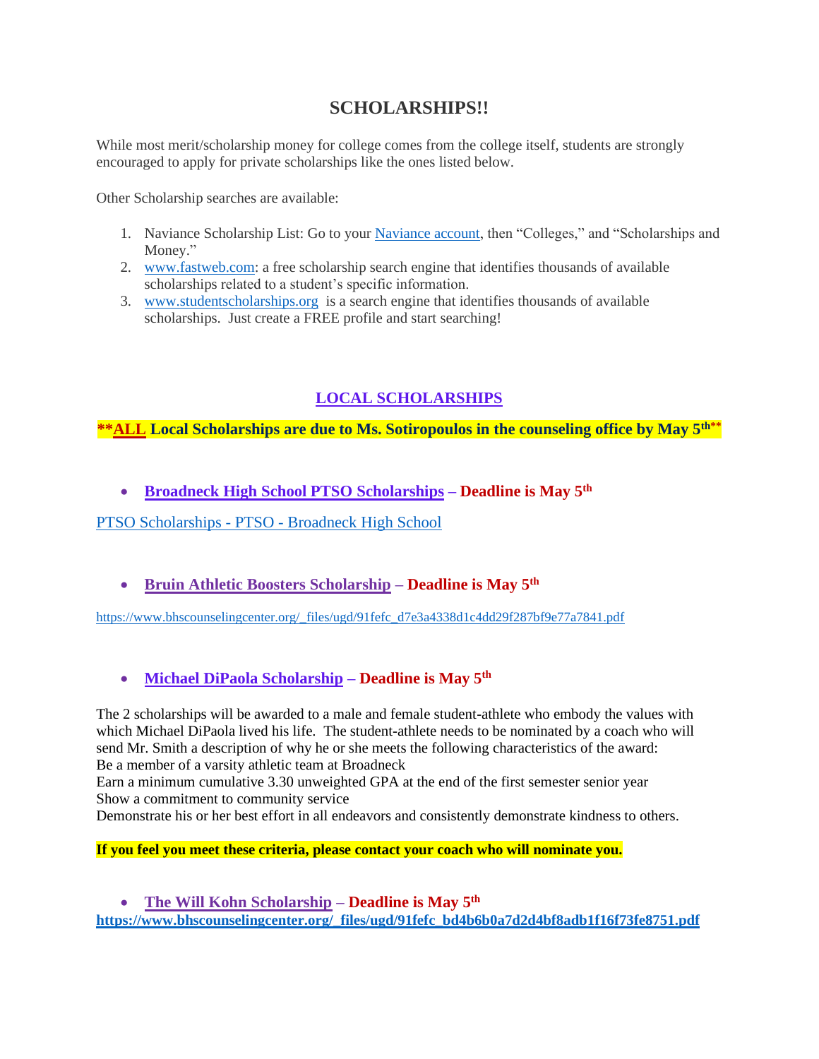# SCHOLARSHIPS!!

While most merit/scholarship money for college comes from the college itself, students are strongly encouraged to apply for private scholarships like the ones listed below.

Other Scholarship searches are available:

1. Naviance Scholarship List: Go to your Naviance account, then "Colleges," and "Scholarships and Money."
2. www.fastweb.com: a free scholarship search engine that identifies thousands of available scholarships related to a student's specific information.
3. www.studentscholarships.org is a search engine that identifies thousands of available scholarships. Just create a FREE profile and start searching!

## LOCAL SCHOLARSHIPS

**\*\*ALL Local Scholarships are due to Ms. Sotiropoulos in the counseling office by May 5th\*\***

- **Broadneck High School PTSO Scholarships – Deadline is May 5th**

PTSO Scholarships - PTSO - Broadneck High School

- **Bruin Athletic Boosters Scholarship – Deadline is May 5th**

https://www.bhscounselingcenter.org/_files/ugd/91fefc_d7e3a4338d1c4dd29f287bf9e77a7841.pdf

- **Michael DiPaola Scholarship – Deadline is May 5th**

The 2 scholarships will be awarded to a male and female student-athlete who embody the values with which Michael DiPaola lived his life. The student-athlete needs to be nominated by a coach who will send Mr. Smith a description of why he or she meets the following characteristics of the award:
Be a member of a varsity athletic team at Broadneck
Earn a minimum cumulative 3.30 unweighted GPA at the end of the first semester senior year
Show a commitment to community service
Demonstrate his or her best effort in all endeavors and consistently demonstrate kindness to others.

**If you feel you meet these criteria, please contact your coach who will nominate you.**

- **The Will Kohn Scholarship – Deadline is May 5th**

**https://www.bhscounselingcenter.org/_files/ugd/91fefc_bd4b6b0a7d2d4bf8adb1f16f73fe8751.pdf**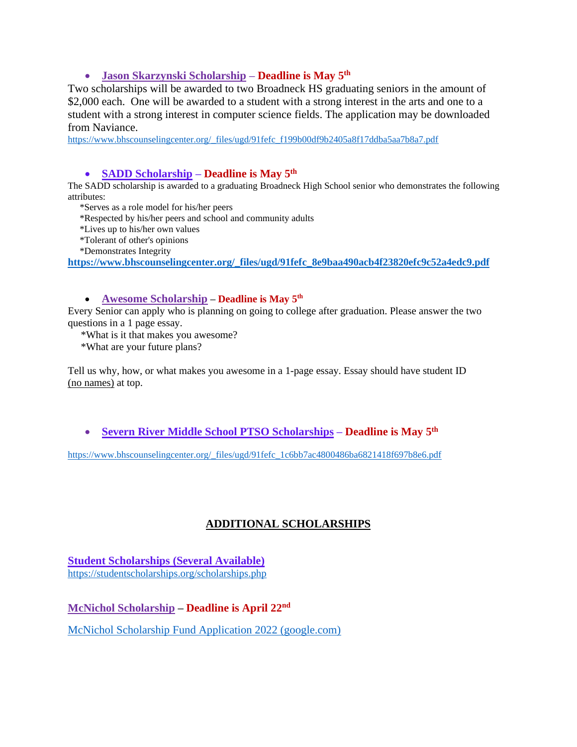- **Jason Skarzynski Scholarship – Deadline is May 5th**

Two scholarships will be awarded to two Broadneck HS graduating seniors in the amount of $2,000 each. One will be awarded to a student with a strong interest in the arts and one to a student with a strong interest in computer science fields. The application may be downloaded from Naviance.

https://www.bhscounselingcenter.org/_files/ugd/91fefc_f199b00df9b2405a8f17ddba5aa7b8a7.pdf

- **SADD Scholarship – Deadline is May 5th**

The SADD scholarship is awarded to a graduating Broadneck High School senior who demonstrates the following attributes:

*Serves as a role model for his/her peers
*Respected by his/her peers and school and community adults
*Lives up to his/her own values
*Tolerant of other's opinions
*Demonstrates Integrity

**https://www.bhscounselingcenter.org/_files/ugd/91fefc_8e9baa490acb4f23820efc9c52a4edc9.pdf**

- **Awesome Scholarship – Deadline is May 5th**

Every Senior can apply who is planning on going to college after graduation. Please answer the two questions in a 1 page essay.

*What is it that makes you awesome?
*What are your future plans?

Tell us why, how, or what makes you awesome in a 1-page essay. Essay should have student ID (no names) at top.

- **Severn River Middle School PTSO Scholarships – Deadline is May 5th**

https://www.bhscounselingcenter.org/_files/ugd/91fefc_1c6bb7ac4800486ba6821418f697b8e6.pdf

## ADDITIONAL SCHOLARSHIPS

**Student Scholarships (Several Available)**
https://studentscholarships.org/scholarships.php

**McNichol Scholarship – Deadline is April 22nd**

McNichol Scholarship Fund Application 2022 (google.com)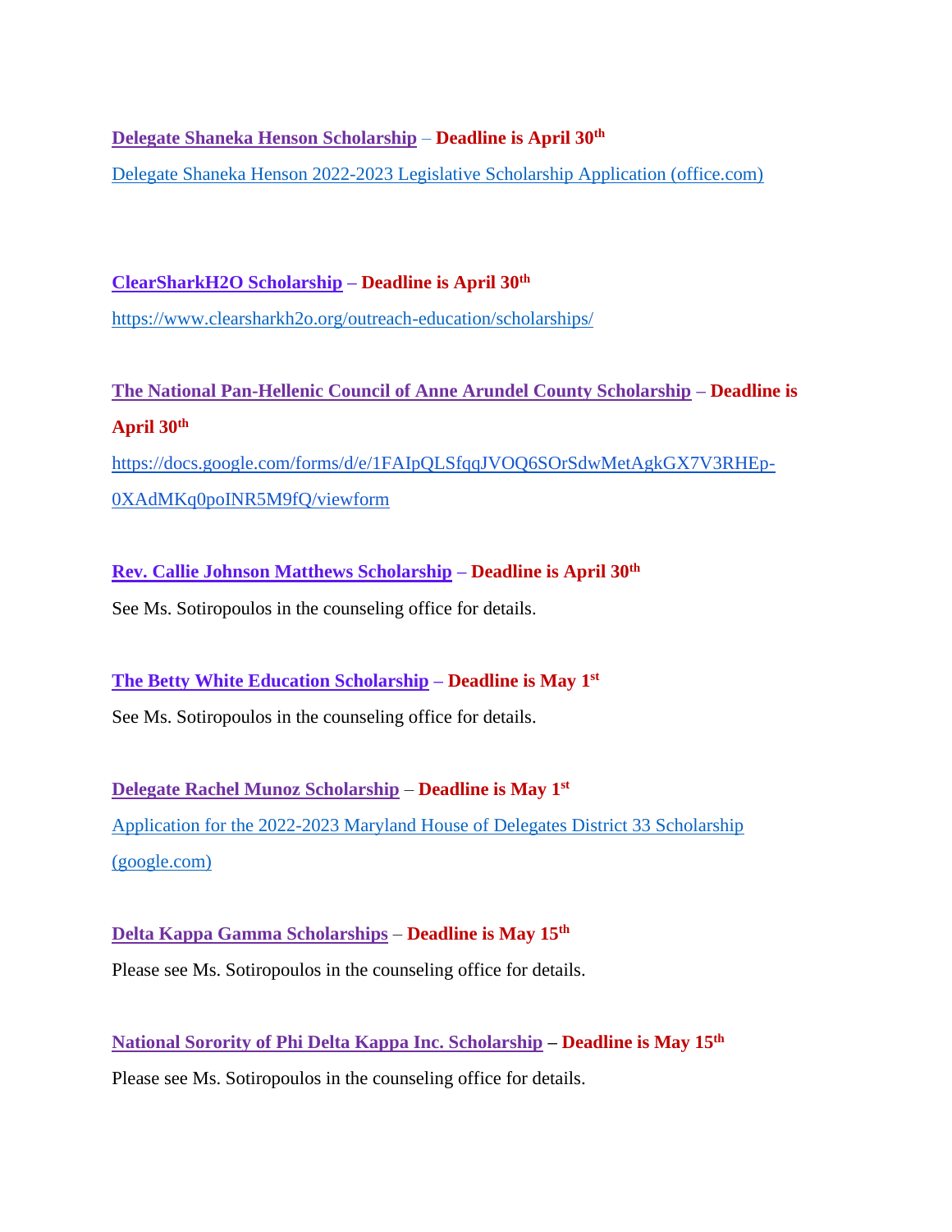**Delegate Shaneka Henson Scholarship** – **Deadline is April 30th**

Delegate Shaneka Henson 2022-2023 Legislative Scholarship Application (office.com)

**ClearSharkH2O Scholarship** – **Deadline is April 30th**

https://www.clearsharkh2o.org/outreach-education/scholarships/

**The National Pan-Hellenic Council of Anne Arundel County Scholarship** – **Deadline is April 30th**

https://docs.google.com/forms/d/e/1FAIpQLSfqqJVOQ6SOrSdwMetAgkGX7V3RHEp-0XAdMKq0poINR5M9fQ/viewform

**Rev. Callie Johnson Matthews Scholarship** – **Deadline is April 30th**

See Ms. Sotiropoulos in the counseling office for details.

**The Betty White Education Scholarship** – **Deadline is May 1st**

See Ms. Sotiropoulos in the counseling office for details.

**Delegate Rachel Munoz Scholarship** – **Deadline is May 1st**

Application for the 2022-2023 Maryland House of Delegates District 33 Scholarship (google.com)

**Delta Kappa Gamma Scholarships** – **Deadline is May 15th**

Please see Ms. Sotiropoulos in the counseling office for details.

**National Sorority of Phi Delta Kappa Inc. Scholarship** – **Deadline is May 15th**

Please see Ms. Sotiropoulos in the counseling office for details.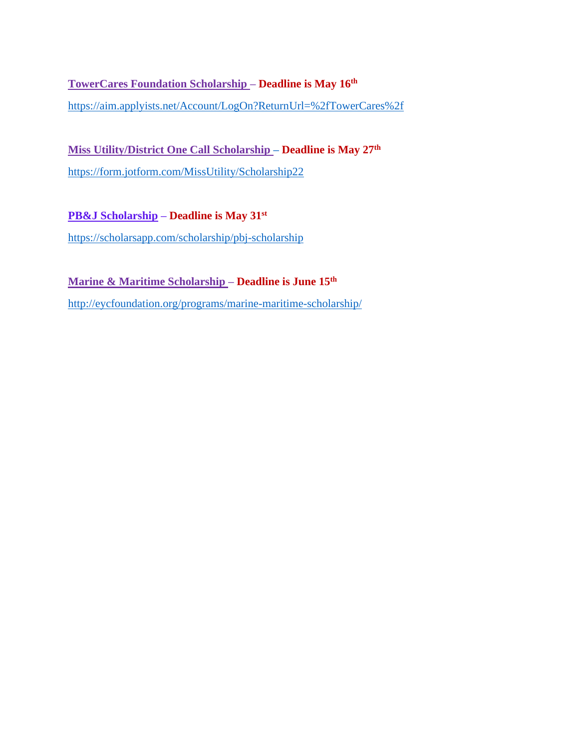**TowerCares Foundation Scholarship – Deadline is May 16th**

https://aim.applyists.net/Account/LogOn?ReturnUrl=%2fTowerCares%2f

**Miss Utility/District One Call Scholarship – Deadline is May 27th**

https://form.jotform.com/MissUtility/Scholarship22

**PB&J Scholarship – Deadline is May 31st**

https://scholarsapp.com/scholarship/pbj-scholarship

**Marine & Maritime Scholarship – Deadline is June 15th**

http://eycfoundation.org/programs/marine-maritime-scholarship/